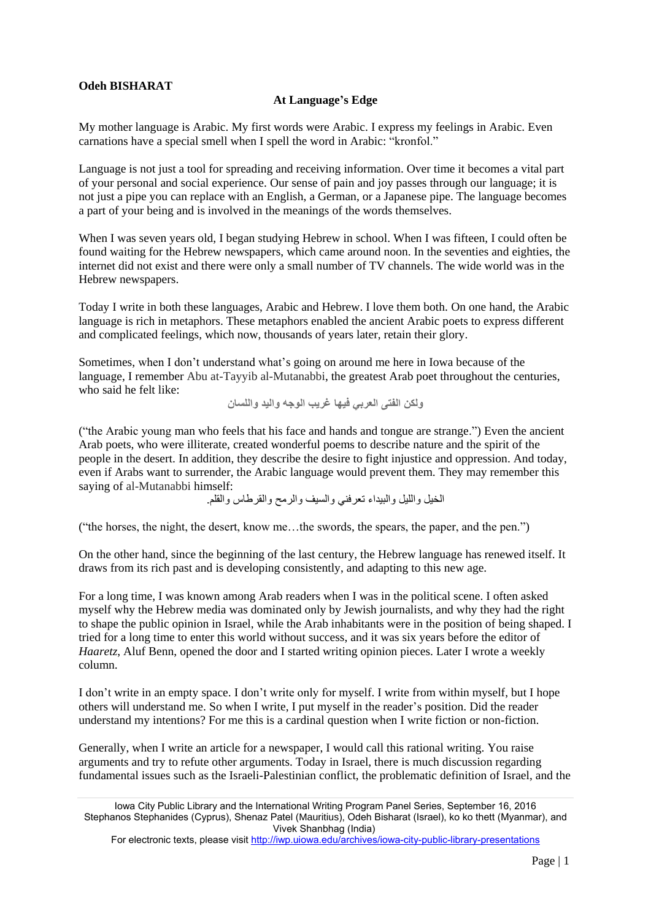**Odeh BISHARAT**

## At Language's Edge

My mother language is Arabic. My first words were Arabic. I express my feelings in Arabic. Even carnations have a special smell when I spell the word in Arabic: "kronfol."

Language is not just a tool for spreading and receiving information. Over time it becomes a vital part of your personal and social experience. Our sense of pain and joy passes through our language; it is not just a pipe you can replace with an English, a German, or a Japanese pipe. The language becomes a part of your being and is involved in the meanings of the words themselves.

When I was seven years old, I began studying Hebrew in school. When I was fifteen, I could often be found waiting for the Hebrew newspapers, which came around noon. In the seventies and eighties, the internet did not exist and there were only a small number of TV channels. The wide world was in the Hebrew newspapers.

Today I write in both these languages, Arabic and Hebrew. I love them both. On one hand, the Arabic language is rich in metaphors. These metaphors enabled the ancient Arabic poets to express different and complicated feelings, which now, thousands of years later, retain their glory.

Sometimes, when I don't understand what's going on around me here in Iowa because of the language, I remember Abu at-Tayyib al-Mutanabbi, the greatest Arab poet throughout the centuries, who said he felt like:

ولكن الفتى العربي فيها غريب الوجه واليد واللسان

("the Arabic young man who feels that his face and hands and tongue are strange.") Even the ancient Arab poets, who were illiterate, created wonderful poems to describe nature and the spirit of the people in the desert. In addition, they describe the desire to fight injustice and oppression. And today, even if Arabs want to surrender, the Arabic language would prevent them. They may remember this saying of al-Mutanabbi himself:

الخيل والليل والبيداء تعرفني والسيف والرمح والقرطاس والقلم.

("the horses, the night, the desert, know me…the swords, the spears, the paper, and the pen.")

On the other hand, since the beginning of the last century, the Hebrew language has renewed itself. It draws from its rich past and is developing consistently, and adapting to this new age.

For a long time, I was known among Arab readers when I was in the political scene. I often asked myself why the Hebrew media was dominated only by Jewish journalists, and why they had the right to shape the public opinion in Israel, while the Arab inhabitants were in the position of being shaped. I tried for a long time to enter this world without success, and it was six years before the editor of *Haaretz*, Aluf Benn, opened the door and I started writing opinion pieces. Later I wrote a weekly column.

I don't write in an empty space. I don't write only for myself. I write from within myself, but I hope others will understand me. So when I write, I put myself in the reader's position. Did the reader understand my intentions? For me this is a cardinal question when I write fiction or non-fiction.

Generally, when I write an article for a newspaper, I would call this rational writing. You raise arguments and try to refute other arguments. Today in Israel, there is much discussion regarding fundamental issues such as the Israeli-Palestinian conflict, the problematic definition of Israel, and the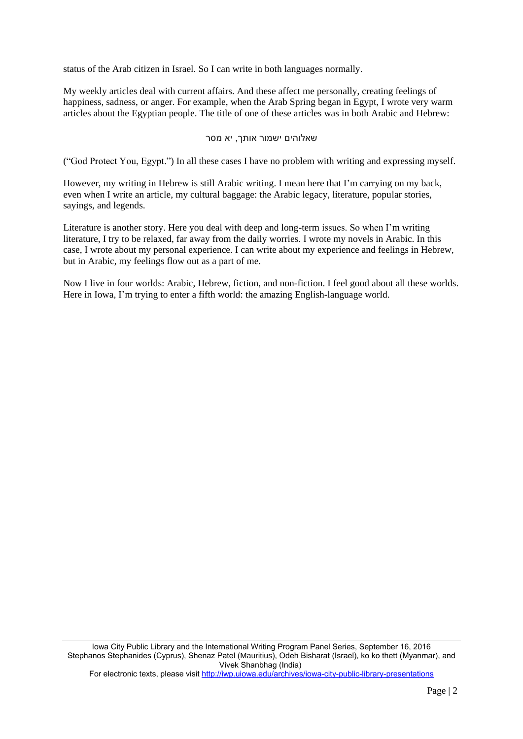status of the Arab citizen in Israel. So I can write in both languages normally.

My weekly articles deal with current affairs. And these affect me personally, creating feelings of happiness, sadness, or anger. For example, when the Arab Spring began in Egypt, I wrote very warm articles about the Egyptian people. The title of one of these articles was in both Arabic and Hebrew:

שאלוהים ישמור אותך, יא מסר

("God Protect You, Egypt.") In all these cases I have no problem with writing and expressing myself.

However, my writing in Hebrew is still Arabic writing. I mean here that I'm carrying on my back, even when I write an article, my cultural baggage: the Arabic legacy, literature, popular stories, sayings, and legends.

Literature is another story. Here you deal with deep and long-term issues. So when I'm writing literature, I try to be relaxed, far away from the daily worries. I wrote my novels in Arabic. In this case, I wrote about my personal experience. I can write about my experience and feelings in Hebrew, but in Arabic, my feelings flow out as a part of me.

Now I live in four worlds: Arabic, Hebrew, fiction, and non-fiction. I feel good about all these worlds. Here in Iowa, I'm trying to enter a fifth world: the amazing English-language world.